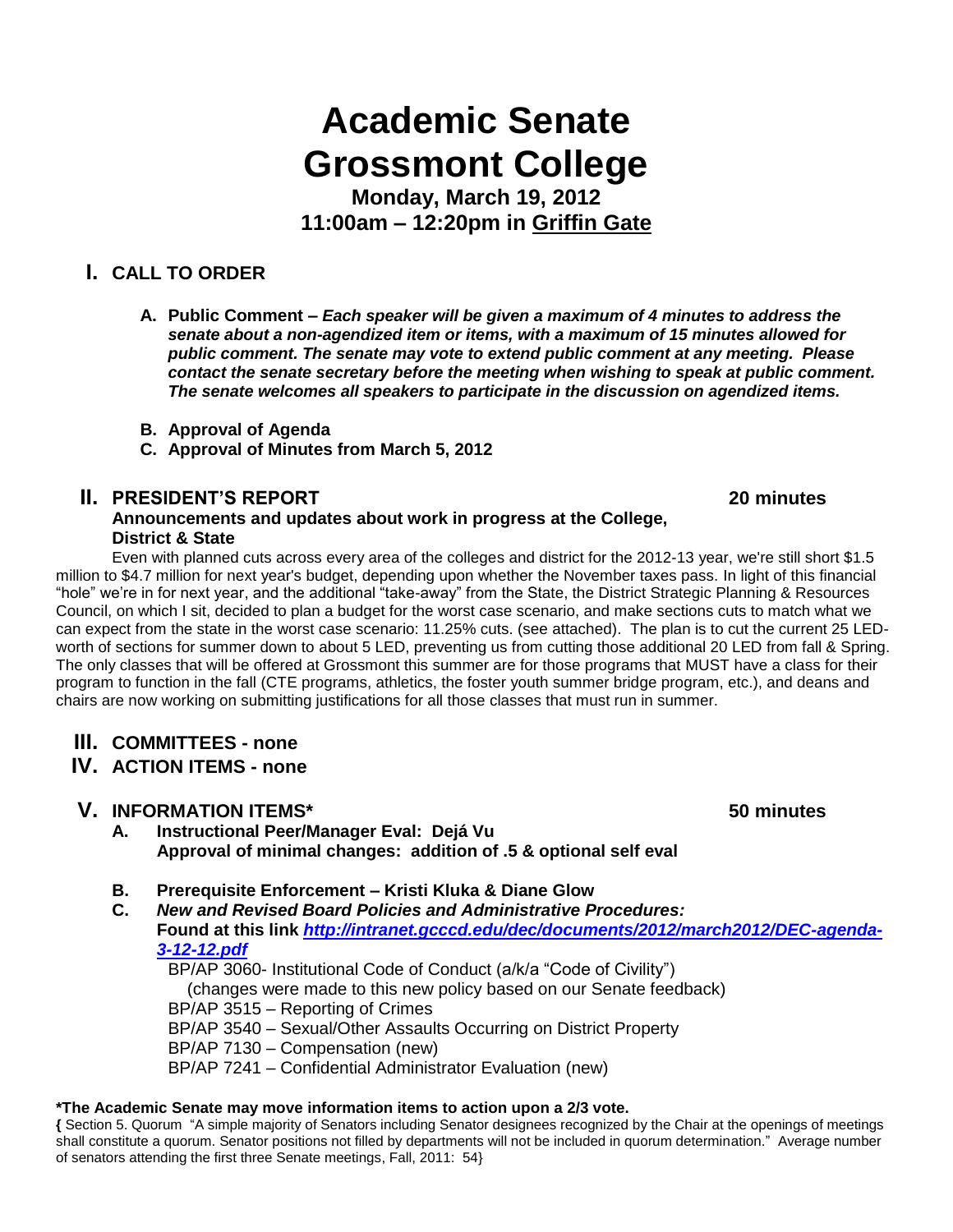# Academic Senate Grossmont College

**Monday, March 19, 2012**
**11:00am – 12:20pm in Griffin Gate**

## I. CALL TO ORDER

**A. Public Comment –** ***Each speaker will be given a maximum of 4 minutes to address the senate about a non-agendized item or items, with a maximum of 15 minutes allowed for public comment. The senate may vote to extend public comment at any meeting. Please contact the senate secretary before the meeting when wishing to speak at public comment. The senate welcomes all speakers to participate in the discussion on agendized items.***

**B. Approval of Agenda**

**C. Approval of Minutes from March 5, 2012**

## II. PRESIDENT'S REPORT — 20 minutes

**Announcements and updates about work in progress at the College, District & State**

Even with planned cuts across every area of the colleges and district for the 2012-13 year, we're still short $1.5 million to $4.7 million for next year's budget, depending upon whether the November taxes pass. In light of this financial "hole" we're in for next year, and the additional "take-away" from the State, the District Strategic Planning & Resources Council, on which I sit, decided to plan a budget for the worst case scenario, and make sections cuts to match what we can expect from the state in the worst case scenario: 11.25% cuts. (see attached). The plan is to cut the current 25 LED-worth of sections for summer down to about 5 LED, preventing us from cutting those additional 20 LED from fall & Spring. The only classes that will be offered at Grossmont this summer are for those programs that MUST have a class for their program to function in the fall (CTE programs, athletics, the foster youth summer bridge program, etc.), and deans and chairs are now working on submitting justifications for all those classes that must run in summer.

## III. COMMITTEES - none

## IV. ACTION ITEMS - none

## V. INFORMATION ITEMS* — 50 minutes

**A. Instructional Peer/Manager Eval: Dejá Vu**
**Approval of minimal changes: addition of .5 & optional self eval**

**B. Prerequisite Enforcement – Kristi Kluka & Diane Glow**

**C. *New and Revised Board Policies and Administrative Procedures:***
**Found at this link [*http://intranet.gcccd.edu/dec/documents/2012/march2012/DEC-agenda-3-12-12.pdf*](http://intranet.gcccd.edu/dec/documents/2012/march2012/DEC-agenda-3-12-12.pdf)**

BP/AP 3060- Institutional Code of Conduct (a/k/a "Code of Civility")
(changes were made to this new policy based on our Senate feedback)
BP/AP 3515 – Reporting of Crimes
BP/AP 3540 – Sexual/Other Assaults Occurring on District Property
BP/AP 7130 – Compensation (new)
BP/AP 7241 – Confidential Administrator Evaluation (new)

**\*The Academic Senate may move information items to action upon a 2/3 vote.**

**{** Section 5. Quorum "A simple majority of Senators including Senator designees recognized by the Chair at the openings of meetings shall constitute a quorum. Senator positions not filled by departments will not be included in quorum determination." Average number of senators attending the first three Senate meetings, Fall, 2011: 54}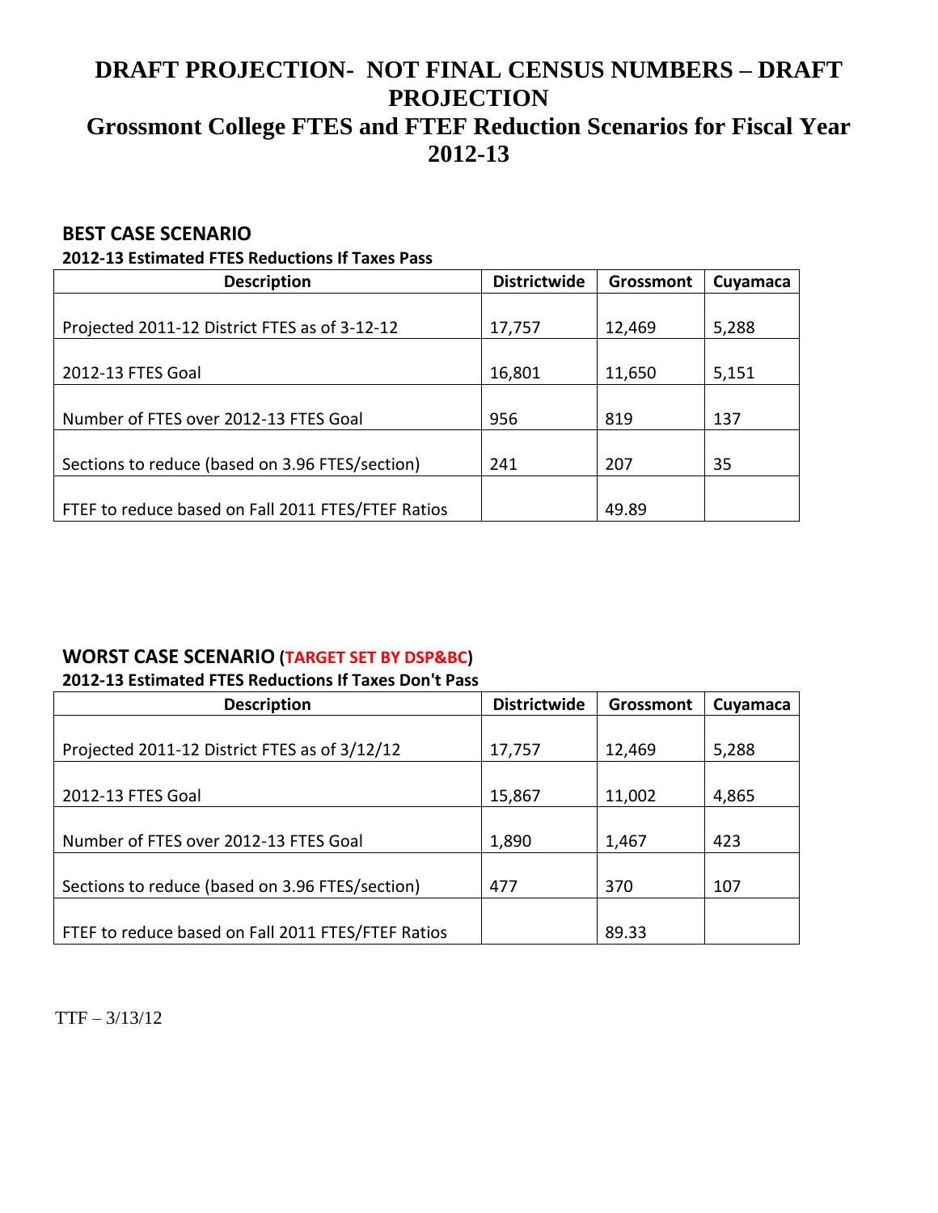# DRAFT PROJECTION- NOT FINAL CENSUS NUMBERS – DRAFT PROJECTION

# Grossmont College FTES and FTEF Reduction Scenarios for Fiscal Year 2012-13

## BEST CASE SCENARIO

**2012-13 Estimated FTES Reductions If Taxes Pass**

| Description | Districtwide | Grossmont | Cuyamaca |
|---|---|---|---|
| Projected 2011-12 District FTES as of 3-12-12 | 17,757 | 12,469 | 5,288 |
| 2012-13 FTES Goal | 16,801 | 11,650 | 5,151 |
| Number of FTES over 2012-13 FTES Goal | 956 | 819 | 137 |
| Sections to reduce (based on 3.96 FTES/section) | 241 | 207 | 35 |
| FTEF to reduce based on Fall 2011 FTES/FTEF Ratios | | 49.89 | |

## WORST CASE SCENARIO (TARGET SET BY DSP&BC)

**2012-13 Estimated FTES Reductions If Taxes Don't Pass**

| Description | Districtwide | Grossmont | Cuyamaca |
|---|---|---|---|
| Projected 2011-12 District FTES as of 3/12/12 | 17,757 | 12,469 | 5,288 |
| 2012-13 FTES Goal | 15,867 | 11,002 | 4,865 |
| Number of FTES over 2012-13 FTES Goal | 1,890 | 1,467 | 423 |
| Sections to reduce (based on 3.96 FTES/section) | 477 | 370 | 107 |
| FTEF to reduce based on Fall 2011 FTES/FTEF Ratios | | 89.33 | |

TTF – 3/13/12